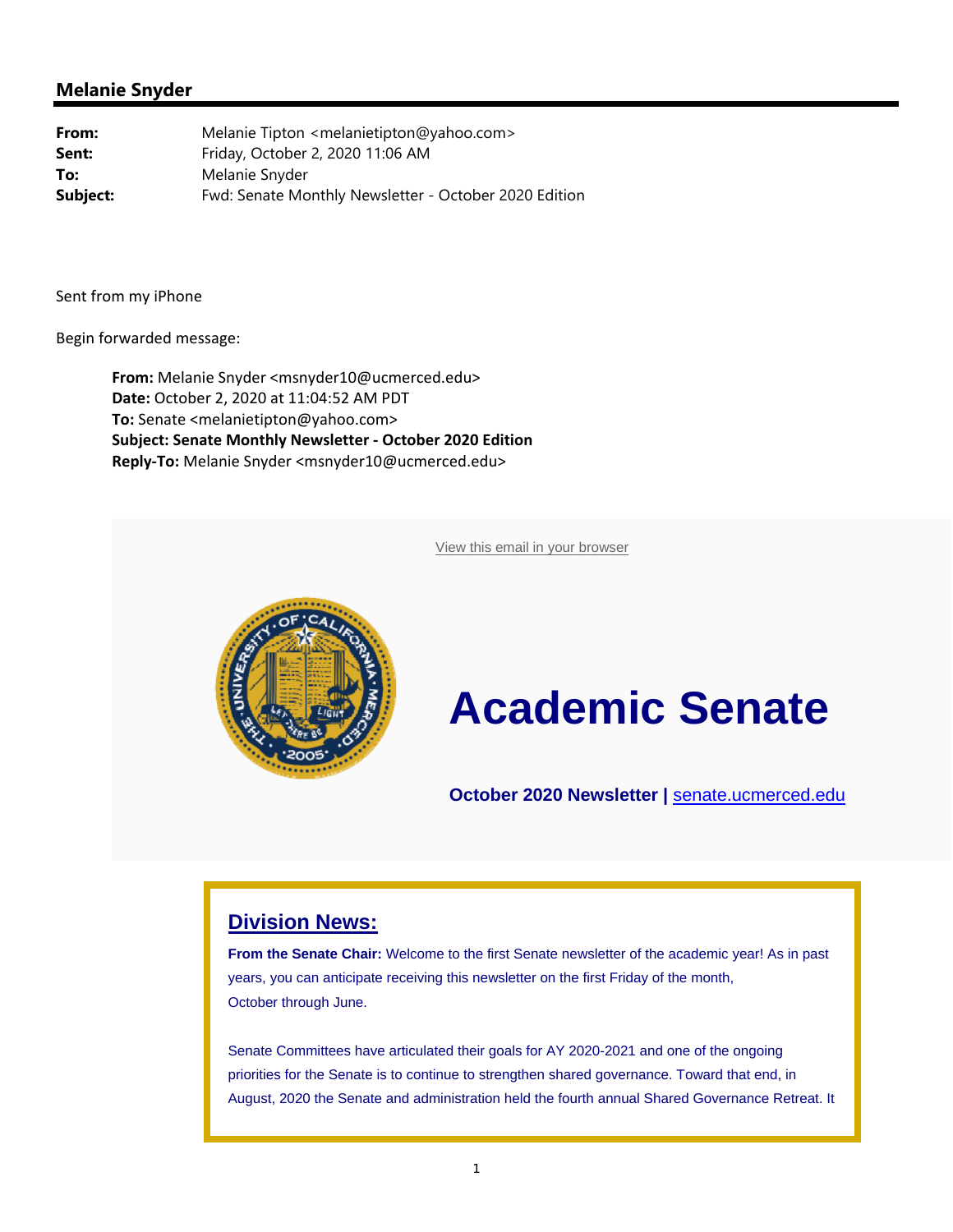## Melanie Snyder

**From:** Melanie Tipton <melanietipton@yahoo.com>
**Sent:** Friday, October 2, 2020 11:06 AM
**To:** Melanie Snyder
**Subject:** Fwd: Senate Monthly Newsletter - October 2020 Edition

Sent from my iPhone

Begin forwarded message:

> **From:** Melanie Snyder <msnyder10@ucmerced.edu>
> **Date:** October 2, 2020 at 11:04:52 AM PDT
> **To:** Senate <melanietipton@yahoo.com>
> **Subject: Senate Monthly Newsletter - October 2020 Edition**
> **Reply-To:** Melanie Snyder <msnyder10@ucmerced.edu>

View this email in your browser

# Academic Senate

**October 2020 Newsletter |** senate.ucmerced.edu

## Division News:

**From the Senate Chair:** Welcome to the first Senate newsletter of the academic year! As in past years, you can anticipate receiving this newsletter on the first Friday of the month, October through June.

Senate Committees have articulated their goals for AY 2020-2021 and one of the ongoing priorities for the Senate is to continue to strengthen shared governance. Toward that end, in August, 2020 the Senate and administration held the fourth annual Shared Governance Retreat. It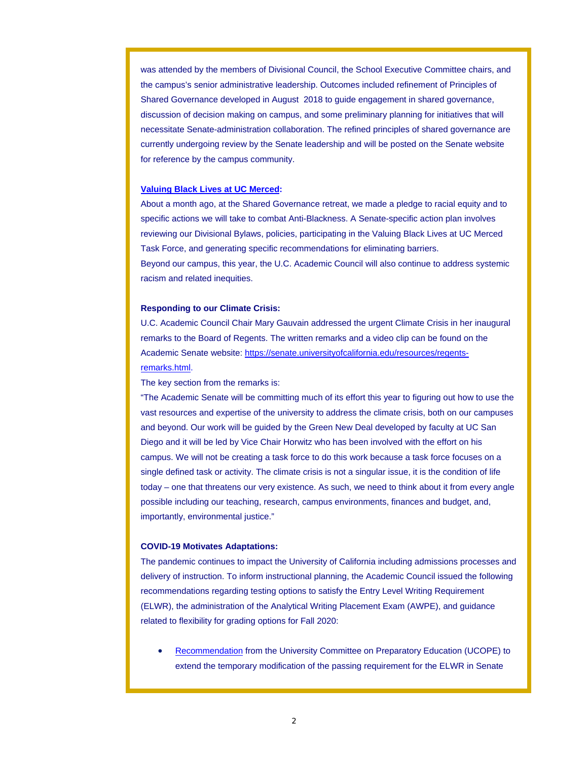was attended by the members of Divisional Council, the School Executive Committee chairs, and the campus's senior administrative leadership. Outcomes included refinement of Principles of Shared Governance developed in August 2018 to guide engagement in shared governance, discussion of decision making on campus, and some preliminary planning for initiatives that will necessitate Senate-administration collaboration. The refined principles of shared governance are currently undergoing review by the Senate leadership and will be posted on the Senate website for reference by the campus community.

**Valuing Black Lives at UC Merced:**

About a month ago, at the Shared Governance retreat, we made a pledge to racial equity and to specific actions we will take to combat Anti-Blackness. A Senate-specific action plan involves reviewing our Divisional Bylaws, policies, participating in the Valuing Black Lives at UC Merced Task Force, and generating specific recommendations for eliminating barriers.

Beyond our campus, this year, the U.C. Academic Council will also continue to address systemic racism and related inequities.

**Responding to our Climate Crisis:**

U.C. Academic Council Chair Mary Gauvain addressed the urgent Climate Crisis in her inaugural remarks to the Board of Regents. The written remarks and a video clip can be found on the Academic Senate website: https://senate.universityofcalifornia.edu/resources/regents-remarks.html.

The key section from the remarks is:

"The Academic Senate will be committing much of its effort this year to figuring out how to use the vast resources and expertise of the university to address the climate crisis, both on our campuses and beyond. Our work will be guided by the Green New Deal developed by faculty at UC San Diego and it will be led by Vice Chair Horwitz who has been involved with the effort on his campus. We will not be creating a task force to do this work because a task force focuses on a single defined task or activity. The climate crisis is not a singular issue, it is the condition of life today – one that threatens our very existence. As such, we need to think about it from every angle possible including our teaching, research, campus environments, finances and budget, and, importantly, environmental justice."

**COVID-19 Motivates Adaptations:**

The pandemic continues to impact the University of California including admissions processes and delivery of instruction. To inform instructional planning, the Academic Council issued the following recommendations regarding testing options to satisfy the Entry Level Writing Requirement (ELWR), the administration of the Analytical Writing Placement Exam (AWPE), and guidance related to flexibility for grading options for Fall 2020:

- Recommendation from the University Committee on Preparatory Education (UCOPE) to extend the temporary modification of the passing requirement for the ELWR in Senate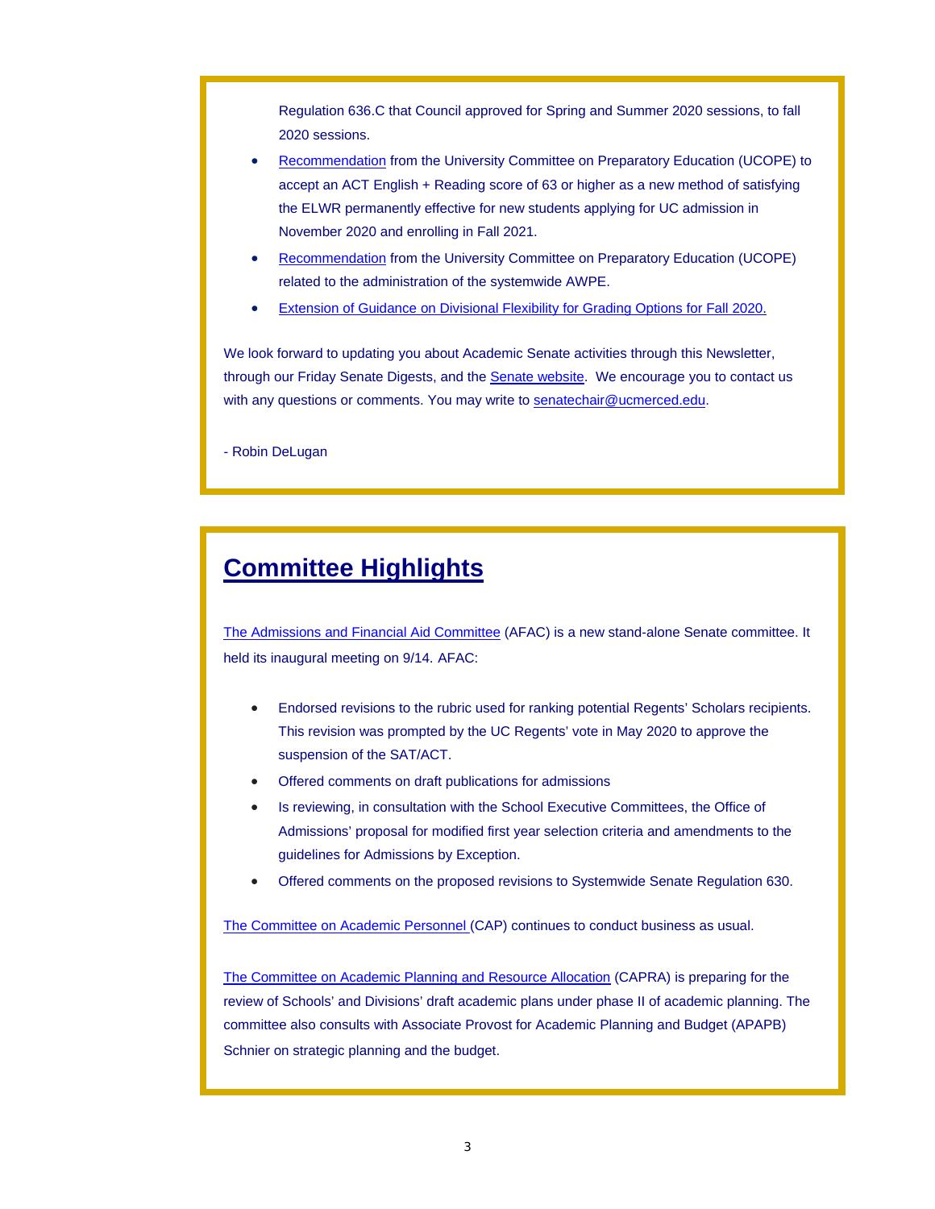Regulation 636.C that Council approved for Spring and Summer 2020 sessions, to fall 2020 sessions.

- Recommendation from the University Committee on Preparatory Education (UCOPE) to accept an ACT English + Reading score of 63 or higher as a new method of satisfying the ELWR permanently effective for new students applying for UC admission in November 2020 and enrolling in Fall 2021.
- Recommendation from the University Committee on Preparatory Education (UCOPE) related to the administration of the systemwide AWPE.
- Extension of Guidance on Divisional Flexibility for Grading Options for Fall 2020.

We look forward to updating you about Academic Senate activities through this Newsletter, through our Friday Senate Digests, and the Senate website. We encourage you to contact us with any questions or comments. You may write to senatechair@ucmerced.edu.

- Robin DeLugan

## Committee Highlights

The Admissions and Financial Aid Committee (AFAC) is a new stand-alone Senate committee. It held its inaugural meeting on 9/14. AFAC:

- Endorsed revisions to the rubric used for ranking potential Regents' Scholars recipients. This revision was prompted by the UC Regents' vote in May 2020 to approve the suspension of the SAT/ACT.
- Offered comments on draft publications for admissions
- Is reviewing, in consultation with the School Executive Committees, the Office of Admissions' proposal for modified first year selection criteria and amendments to the guidelines for Admissions by Exception.
- Offered comments on the proposed revisions to Systemwide Senate Regulation 630.

The Committee on Academic Personnel (CAP) continues to conduct business as usual.

The Committee on Academic Planning and Resource Allocation (CAPRA) is preparing for the review of Schools' and Divisions' draft academic plans under phase II of academic planning. The committee also consults with Associate Provost for Academic Planning and Budget (APAPB) Schnier on strategic planning and the budget.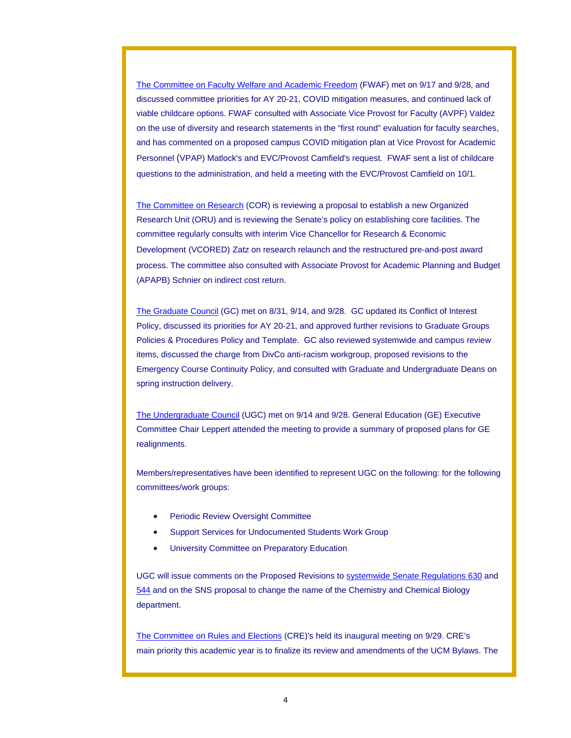The Committee on Faculty Welfare and Academic Freedom (FWAF) met on 9/17 and 9/28, and discussed committee priorities for AY 20-21, COVID mitigation measures, and continued lack of viable childcare options. FWAF consulted with Associate Vice Provost for Faculty (AVPF) Valdez on the use of diversity and research statements in the "first round" evaluation for faculty searches, and has commented on a proposed campus COVID mitigation plan at Vice Provost for Academic Personnel (VPAP) Matlock's and EVC/Provost Camfield's request. FWAF sent a list of childcare questions to the administration, and held a meeting with the EVC/Provost Camfield on 10/1.

The Committee on Research (COR) is reviewing a proposal to establish a new Organized Research Unit (ORU) and is reviewing the Senate's policy on establishing core facilities. The committee regularly consults with interim Vice Chancellor for Research & Economic Development (VCORED) Zatz on research relaunch and the restructured pre-and-post award process. The committee also consulted with Associate Provost for Academic Planning and Budget (APAPB) Schnier on indirect cost return.

The Graduate Council (GC) met on 8/31, 9/14, and 9/28. GC updated its Conflict of Interest Policy, discussed its priorities for AY 20-21, and approved further revisions to Graduate Groups Policies & Procedures Policy and Template. GC also reviewed systemwide and campus review items, discussed the charge from DivCo anti-racism workgroup, proposed revisions to the Emergency Course Continuity Policy, and consulted with Graduate and Undergraduate Deans on spring instruction delivery.

The Undergraduate Council (UGC) met on 9/14 and 9/28. General Education (GE) Executive Committee Chair Leppert attended the meeting to provide a summary of proposed plans for GE realignments.

Members/representatives have been identified to represent UGC on the following: for the following committees/work groups:

- Periodic Review Oversight Committee
- Support Services for Undocumented Students Work Group
- University Committee on Preparatory Education

UGC will issue comments on the Proposed Revisions to systemwide Senate Regulations 630 and 544 and on the SNS proposal to change the name of the Chemistry and Chemical Biology department.

The Committee on Rules and Elections (CRE)'s held its inaugural meeting on 9/29. CRE's main priority this academic year is to finalize its review and amendments of the UCM Bylaws. The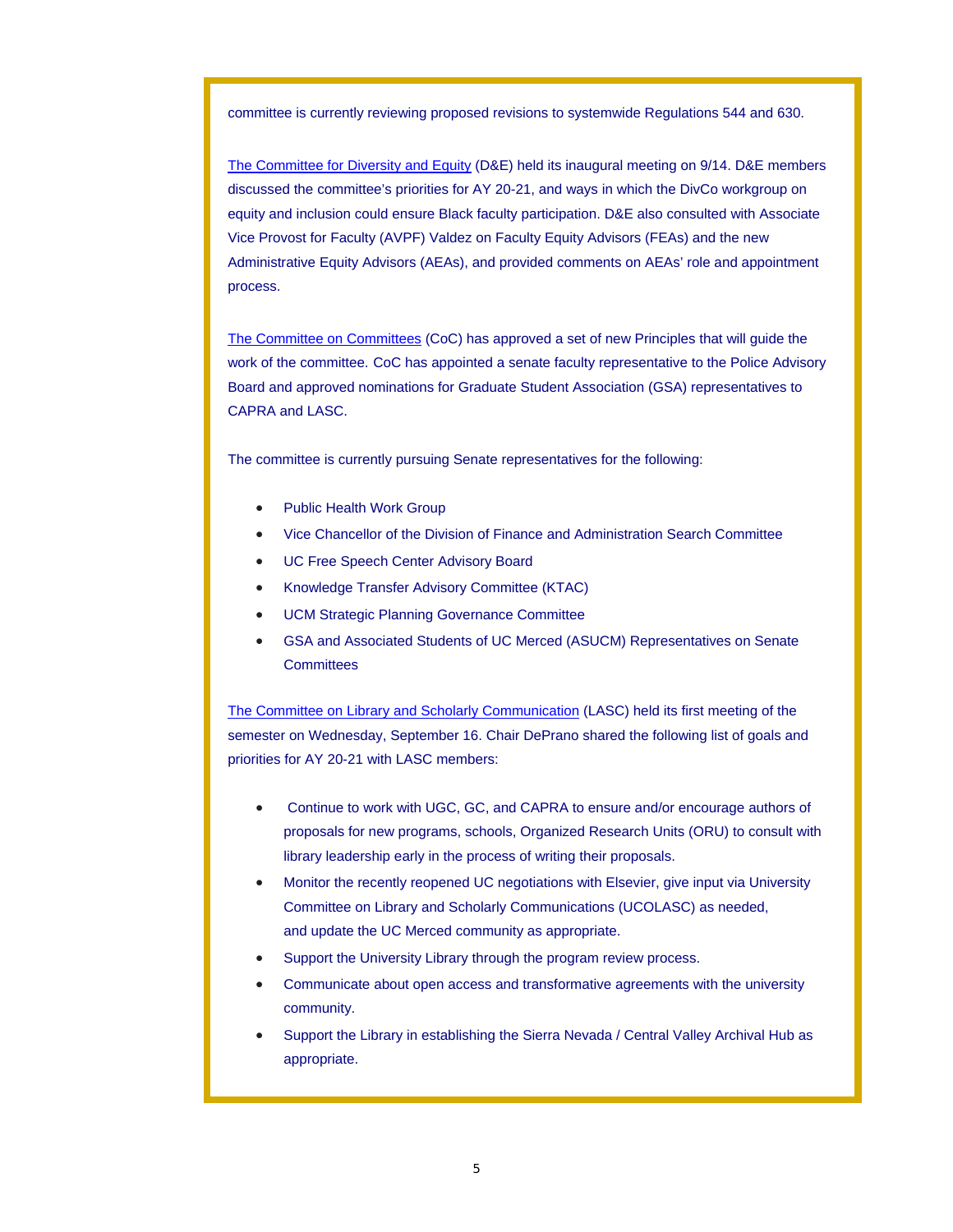committee is currently reviewing proposed revisions to systemwide Regulations 544 and 630.

The Committee for Diversity and Equity (D&E) held its inaugural meeting on 9/14. D&E members discussed the committee's priorities for AY 20-21, and ways in which the DivCo workgroup on equity and inclusion could ensure Black faculty participation. D&E also consulted with Associate Vice Provost for Faculty (AVPF) Valdez on Faculty Equity Advisors (FEAs) and the new Administrative Equity Advisors (AEAs), and provided comments on AEAs' role and appointment process.

The Committee on Committees (CoC) has approved a set of new Principles that will guide the work of the committee. CoC has appointed a senate faculty representative to the Police Advisory Board and approved nominations for Graduate Student Association (GSA) representatives to CAPRA and LASC.

The committee is currently pursuing Senate representatives for the following:

- Public Health Work Group
- Vice Chancellor of the Division of Finance and Administration Search Committee
- UC Free Speech Center Advisory Board
- Knowledge Transfer Advisory Committee (KTAC)
- UCM Strategic Planning Governance Committee
- GSA and Associated Students of UC Merced (ASUCM) Representatives on Senate Committees

The Committee on Library and Scholarly Communication (LASC) held its first meeting of the semester on Wednesday, September 16. Chair DePrano shared the following list of goals and priorities for AY 20-21 with LASC members:

- Continue to work with UGC, GC, and CAPRA to ensure and/or encourage authors of proposals for new programs, schools, Organized Research Units (ORU) to consult with library leadership early in the process of writing their proposals.
- Monitor the recently reopened UC negotiations with Elsevier, give input via University Committee on Library and Scholarly Communications (UCOLASC) as needed, and update the UC Merced community as appropriate.
- Support the University Library through the program review process.
- Communicate about open access and transformative agreements with the university community.
- Support the Library in establishing the Sierra Nevada / Central Valley Archival Hub as appropriate.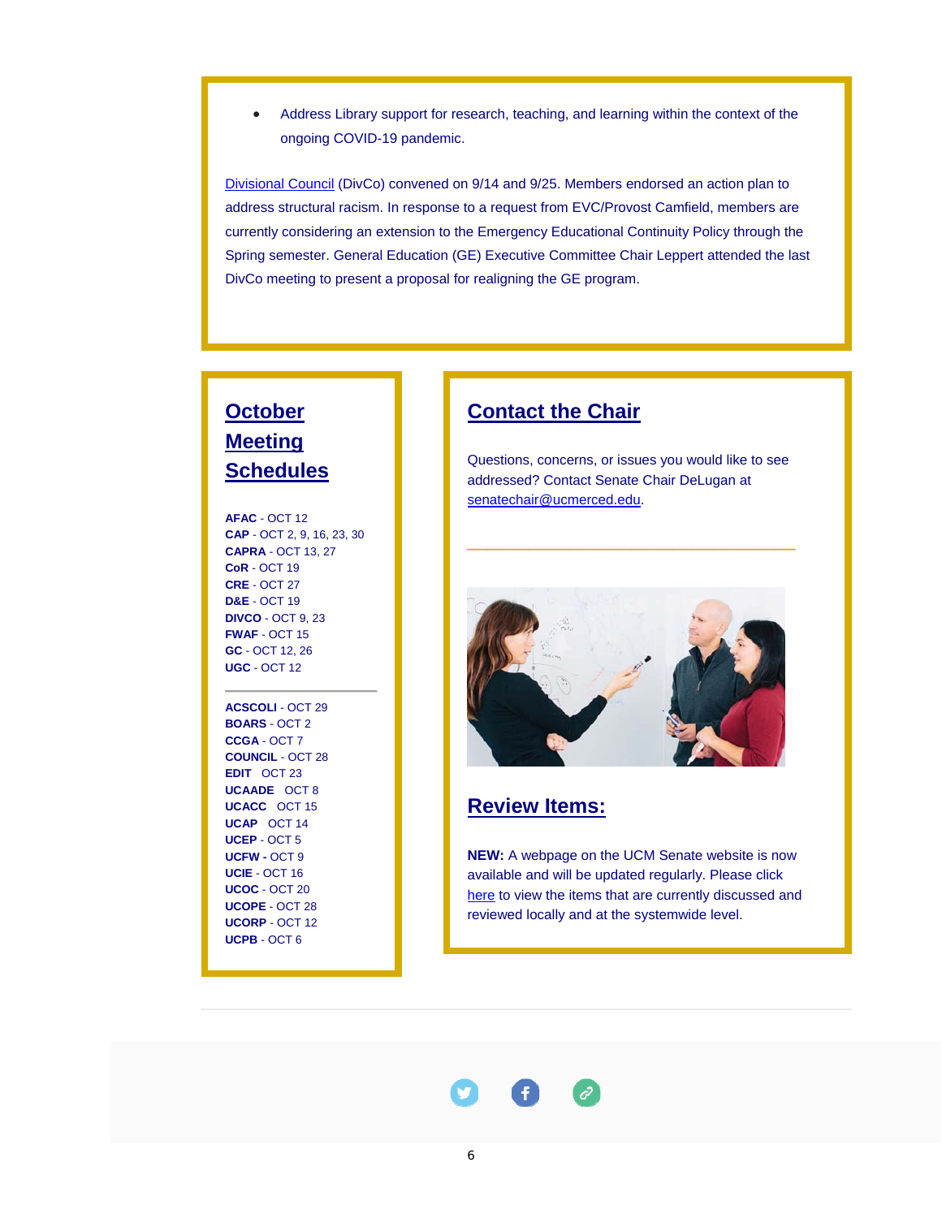- Address Library support for research, teaching, and learning within the context of the ongoing COVID-19 pandemic.

Divisional Council (DivCo) convened on 9/14 and 9/25. Members endorsed an action plan to address structural racism. In response to a request from EVC/Provost Camfield, members are currently considering an extension to the Emergency Educational Continuity Policy through the Spring semester. General Education (GE) Executive Committee Chair Leppert attended the last DivCo meeting to present a proposal for realigning the GE program.

## October Meeting Schedules

**AFAC** - OCT 12
**CAP** - OCT 2, 9, 16, 23, 30
**CAPRA** - OCT 13, 27
**CoR** - OCT 19
**CRE** - OCT 27
**D&E** - OCT 19
**DIVCO** - OCT 9, 23
**FWAF** - OCT 15
**GC** - OCT 12, 26
**UGC** - OCT 12

---

**ACSCOLI** - OCT 29
**BOARS** - OCT 2
**CCGA** - OCT 7
**COUNCIL** - OCT 28
**EDIT** OCT 23
**UCAADE** OCT 8
**UCACC** OCT 15
**UCAP** OCT 14
**UCEP** - OCT 5
**UCFW** - OCT 9
**UCIE** - OCT 16
**UCOC** - OCT 20
**UCOPE** - OCT 28
**UCORP** - OCT 12
**UCPB** - OCT 6

## Contact the Chair

Questions, concerns, or issues you would like to see addressed? Contact Senate Chair DeLugan at senatechair@ucmerced.edu.

---

## Review Items:

**NEW:** A webpage on the UCM Senate website is now available and will be updated regularly. Please click here to view the items that are currently discussed and reviewed locally and at the systemwide level.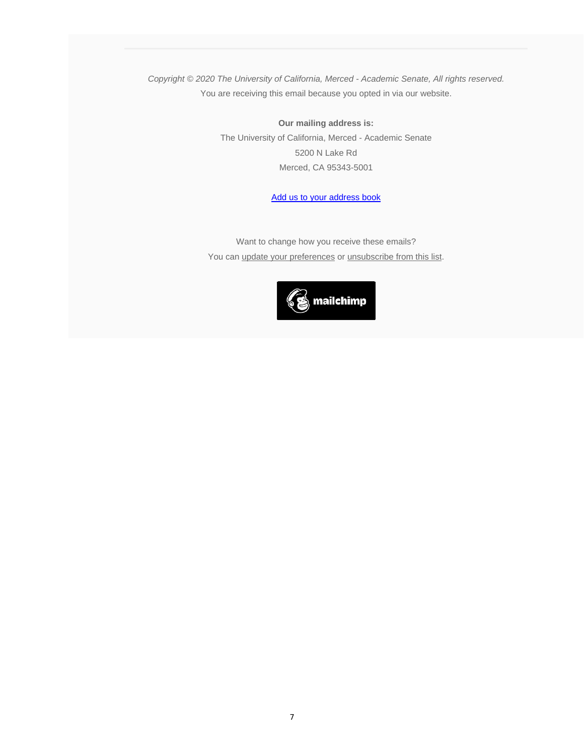*Copyright © 2020 The University of California, Merced - Academic Senate, All rights reserved.*
You are receiving this email because you opted in via our website.

**Our mailing address is:**
The University of California, Merced - Academic Senate
5200 N Lake Rd
Merced, CA 95343-5001

Add us to your address book

Want to change how you receive these emails?
You can update your preferences or unsubscribe from this list.

mailchimp